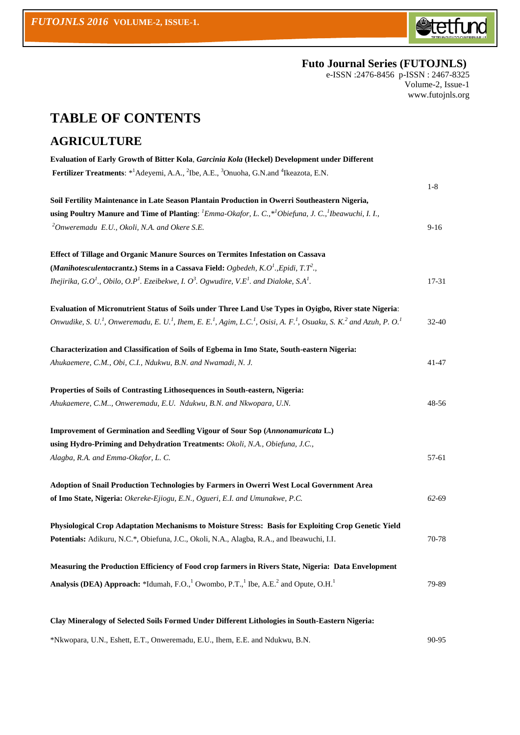**Futo Journal Series (FUTOJNLS)**
e-ISSN :2476-8456 p-ISSN : 2467-8325
Volume-2, Issue-1
www.futojnls.org

# TABLE OF CONTENTS

## AGRICULTURE

**Evaluation of Early Growth of Bitter Kola**, ***Garcinia Kola*** **(Heckel) Development under Different Fertilizer Treatments**: *[1]Adeyemi, A.A., [2]Ibe, A.E., [3]Onuoha, G.N.and [4]Ikeazota, E.N. — 1-8

**Soil Fertility Maintenance in Late Season Plantain Production in Owerri Southeastern Nigeria, using Poultry Manure and Time of Planting**: *[1]Emma-Okafor, L. C.,*[1]Obiefuna, J. C.,[1]Ibeawuchi, I. I., [2]Onweremadu E.U., Okoli, N.A. and Okere S.E.* — 9-16

**Effect of Tillage and Organic Manure Sources on Termites Infestation on Cassava (*Manihotesculenta*crantz.) Stems in a Cassava Field:** *Ogbedeh, K.O[1].,Epidi, T.T[2]., Ihejirika, G.O[1]., Obilo, O.P[1]. Ezeibekwe, I. O[3]. Ogwudire, V.E[1]. and Dialoke, S.A[1].* — 17-31

**Evaluation of Micronutrient Status of Soils under Three Land Use Types in Oyigbo, River state Nigeria**: *Onwudike, S. U.[1], Onweremadu, E. U.[1], Ihem, E. E.[1], Agim, L.C.[1], Osisi, A. F.[1], Osuaku, S. K.[2] and Azuh, P. O.[1]* — 32-40

**Characterization and Classification of Soils of Egbema in Imo State, South-eastern Nigeria:** *Ahukaemere, C.M., Obi, C.I., Ndukwu, B.N. and Nwamadi, N. J.* — 41-47

**Properties of Soils of Contrasting Lithosequences in South-eastern, Nigeria:** *Ahukaemere, C.M.., Onweremadu, E.U. Ndukwu, B.N. and Nkwopara, U.N.* — 48-56

**Improvement of Germination and Seedling Vigour of Sour Sop (*Annonamuricata* L.) using Hydro-Priming and Dehydration Treatments:** *Okoli, N.A., Obiefuna, J.C., Alagba, R.A. and Emma-Okafor, L. C.* — 57-61

**Adoption of Snail Production Technologies by Farmers in Owerri West Local Government Area of Imo State, Nigeria:** *Okereke-Ejiogu, E.N., Ogueri, E.I. and Umunakwe, P.C.* — *62*-69

**Physiological Crop Adaptation Mechanisms to Moisture Stress: Basis for Exploiting Crop Genetic Yield Potentials:** Adikuru, N.C.*, Obiefuna, J.C., Okoli, N.A., Alagba, R.A., and Ibeawuchi, I.I. — 70-78

**Measuring the Production Efficiency of Food crop farmers in Rivers State, Nigeria: Data Envelopment Analysis (DEA) Approach:** *Idumah, F.O.,[1] Owombo, P.T.,[1] Ibe, A.E.[2] and Opute, O.H.[1] — 79-89

**Clay Mineralogy of Selected Soils Formed Under Different Lithologies in South-Eastern Nigeria:** *Nkwopara, U.N., Eshett, E.T., Onweremadu, E.U., Ihem, E.E. and Ndukwu, B.N. — 90-95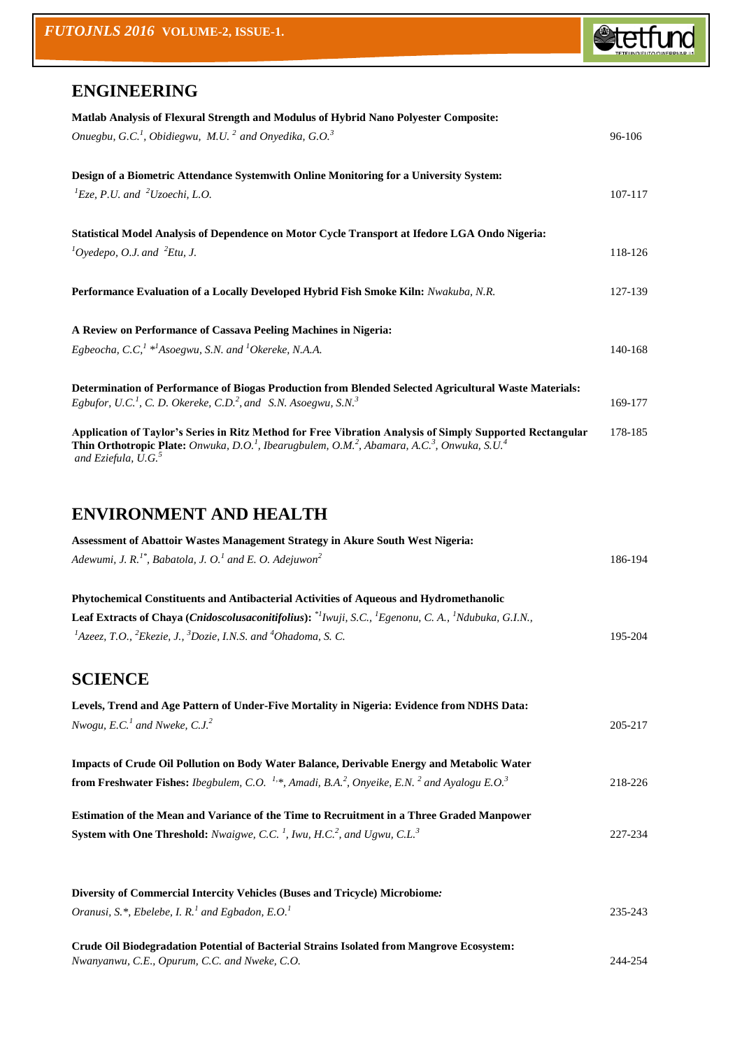## ENGINEERING

**Matlab Analysis of Flexural Strength and Modulus of Hybrid Nano Polyester Composite:**
*Onuegbu, G.C.[1], Obidiegwu, M.U.[2] and Onyedika, G.O.[3]* — 96-106

**Design of a Biometric Attendance Systemwith Online Monitoring for a University System:**
*[1]Eze, P.U. and [2]Uzoechi, L.O.* — 107-117

**Statistical Model Analysis of Dependence on Motor Cycle Transport at Ifedore LGA Ondo Nigeria:**
*[1]Oyedepo, O.J. and [2]Etu, J.* — 118-126

**Performance Evaluation of a Locally Developed Hybrid Fish Smoke Kiln:** *Nwakuba, N.R.* — 127-139

**A Review on Performance of Cassava Peeling Machines in Nigeria:**
*Egbeocha, C.C,[1] *[1]Asoegwu, S.N. and [1]Okereke, N.A.A.* — 140-168

**Determination of Performance of Biogas Production from Blended Selected Agricultural Waste Materials:**
*Egbufor, U.C.[1], C. D. Okereke, C.D.[2], and S.N. Asoegwu, S.N.[3]* — 169-177

**Application of Taylor's Series in Ritz Method for Free Vibration Analysis of Simply Supported Rectangular Thin Orthotropic Plate:** *Onwuka, D.O.[1], Ibearugbulem, O.M.[2], Abamara, A.C.[3], Onwuka, S.U.[4] and Eziefula, U.G.[5]* — 178-185

## ENVIRONMENT AND HEALTH

**Assessment of Abattoir Wastes Management Strategy in Akure South West Nigeria:**
*Adewumi, J. R.[1*], Babatola, J. O.[1] and E. O. Adejuwon[2]* — 186-194

**Phytochemical Constituents and Antibacterial Activities of Aqueous and Hydromethanolic Leaf Extracts of Chaya (*Cnidoscolusaconitifolius*):** *[*1]Iwuji, S.C., [1]Egenonu, C. A., [1]Ndubuka, G.I.N., [1]Azeez, T.O., [2]Ekezie, J., [3]Dozie, I.N.S. and [4]Ohadoma, S. C.* — 195-204

## SCIENCE

**Levels, Trend and Age Pattern of Under-Five Mortality in Nigeria: Evidence from NDHS Data:**
*Nwogu, E.C.[1] and Nweke, C.J.[2]* — 205-217

**Impacts of Crude Oil Pollution on Body Water Balance, Derivable Energy and Metabolic Water from Freshwater Fishes:** *Ibegbulem, C.O. [1,*], Amadi, B.A.[2], Onyeike, E.N. [2] and Ayalogu E.O.[3]* — 218-226

**Estimation of the Mean and Variance of the Time to Recruitment in a Three Graded Manpower System with One Threshold:** *Nwaigwe, C.C. [1], Iwu, H.C.[2], and Ugwu, C.L.[3]* — 227-234

**Diversity of Commercial Intercity Vehicles (Buses and Tricycle) Microbiome:**
*Oranusi, S.*, Ebelebe, I. R.[1] and Egbadon, E.O.[1]* — 235-243

**Crude Oil Biodegradation Potential of Bacterial Strains Isolated from Mangrove Ecosystem:**
*Nwanyanwu, C.E., Opurum, C.C. and Nweke, C.O.* — 244-254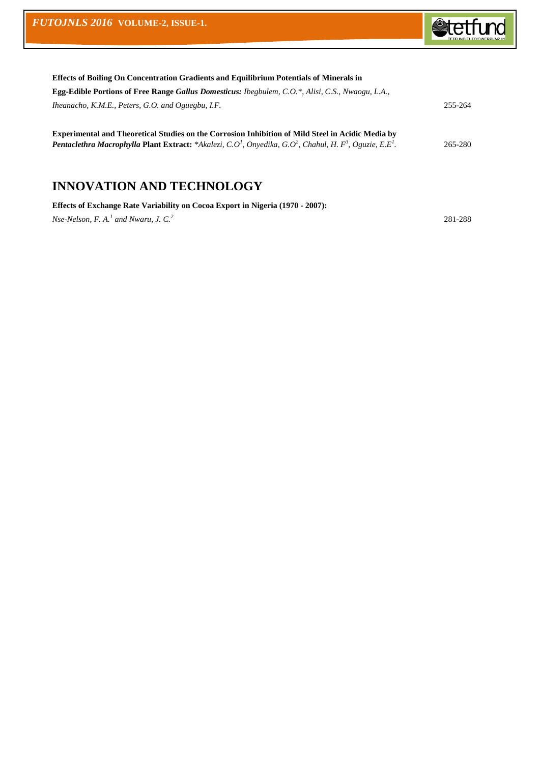**Effects of Boiling On Concentration Gradients and Equilibrium Potentials of Minerals in Egg-Edible Portions of Free Range *Gallus Domesticus:*** *Ibegbulem, C.O.*, Alisi, C.S., Nwaogu, L.A., Iheanacho, K.M.E., Peters, G.O. and Oguegbu, I.F.* 255-264

**Experimental and Theoretical Studies on the Corrosion Inhibition of Mild Steel in Acidic Media by *Pentaclethra Macrophylla* Plant Extract:** *\*Akalezi, C.O[1], Onyedika, G.O[2], Chahul, H. F[3], Oguzie, E.E[1].* 265-280

## INNOVATION AND TECHNOLOGY

**Effects of Exchange Rate Variability on Cocoa Export in Nigeria (1970 - 2007):** *Nse-Nelson, F. A.[1] and Nwaru, J. C.[2]* 281-288